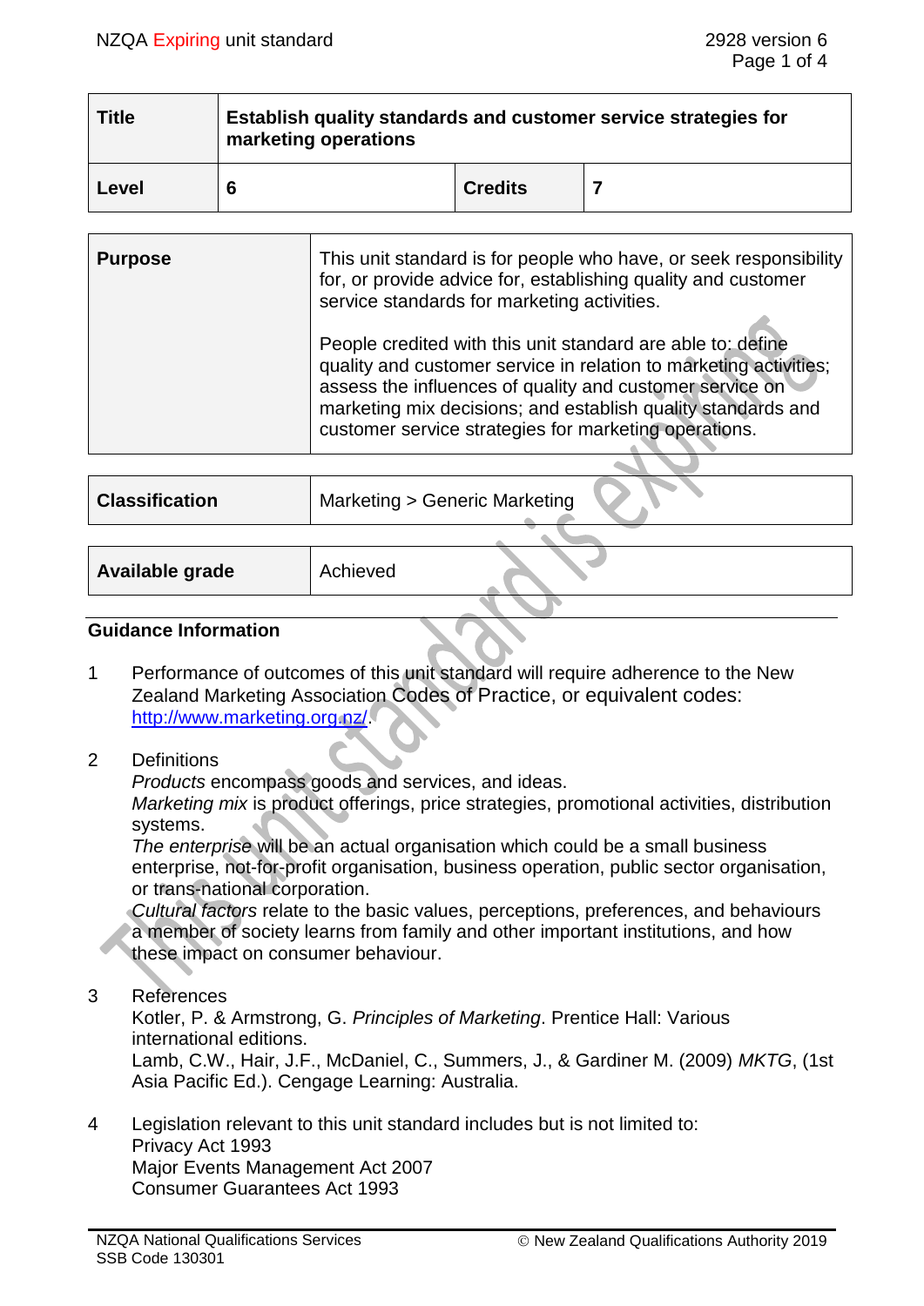| Title | Establish quality standards and customer service strategies for marketing operations | | |
|---|---|---|---|
| Level | 6 | Credits | 7 |

| Purpose | This unit standard is for people who have, or seek responsibility for, or provide advice for, establishing quality and customer service standards for marketing activities.<br><br>People credited with this unit standard are able to: define quality and customer service in relation to marketing activities; assess the influences of quality and customer service on marketing mix decisions; and establish quality standards and customer service strategies for marketing operations. |
|---|---|

| Classification | Marketing > Generic Marketing |
|---|---|

| Available grade | Achieved |
|---|---|

## Guidance Information

1. Performance of outcomes of this unit standard will require adherence to the New Zealand Marketing Association Codes of Practice, or equivalent codes: http://www.marketing.org.nz/.

2. Definitions
   *Products* encompass goods and services, and ideas.
   *Marketing mix* is product offerings, price strategies, promotional activities, distribution systems.
   *The enterprise* will be an actual organisation which could be a small business enterprise, not-for-profit organisation, business operation, public sector organisation, or trans-national corporation.
   *Cultural factors* relate to the basic values, perceptions, preferences, and behaviours a member of society learns from family and other important institutions, and how these impact on consumer behaviour.

3. References
   Kotler, P. & Armstrong, G. *Principles of Marketing*. Prentice Hall: Various international editions.
   Lamb, C.W., Hair, J.F., McDaniel, C., Summers, J., & Gardiner M. (2009) *MKTG*, (1st Asia Pacific Ed.). Cengage Learning: Australia.

4. Legislation relevant to this unit standard includes but is not limited to:
   Privacy Act 1993
   Major Events Management Act 2007
   Consumer Guarantees Act 1993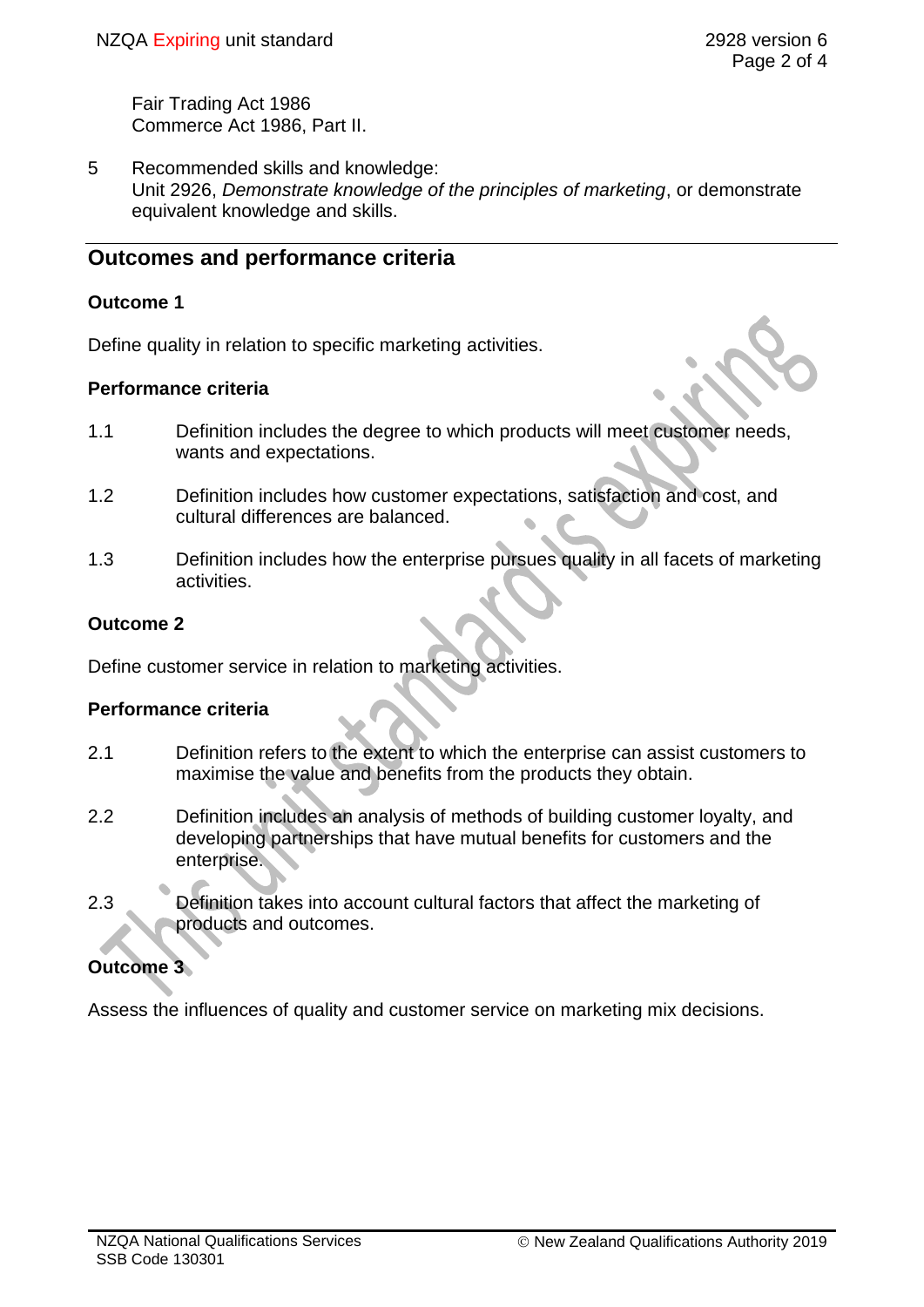Fair Trading Act 1986
Commerce Act 1986, Part II.

5 Recommended skills and knowledge:
Unit 2926, *Demonstrate knowledge of the principles of marketing*, or demonstrate equivalent knowledge and skills.

## Outcomes and performance criteria

### Outcome 1

Define quality in relation to specific marketing activities.

#### Performance criteria

1.1 Definition includes the degree to which products will meet customer needs, wants and expectations.

1.2 Definition includes how customer expectations, satisfaction and cost, and cultural differences are balanced.

1.3 Definition includes how the enterprise pursues quality in all facets of marketing activities.

### Outcome 2

Define customer service in relation to marketing activities.

#### Performance criteria

2.1 Definition refers to the extent to which the enterprise can assist customers to maximise the value and benefits from the products they obtain.

2.2 Definition includes an analysis of methods of building customer loyalty, and developing partnerships that have mutual benefits for customers and the enterprise.

2.3 Definition takes into account cultural factors that affect the marketing of products and outcomes.

### Outcome 3

Assess the influences of quality and customer service on marketing mix decisions.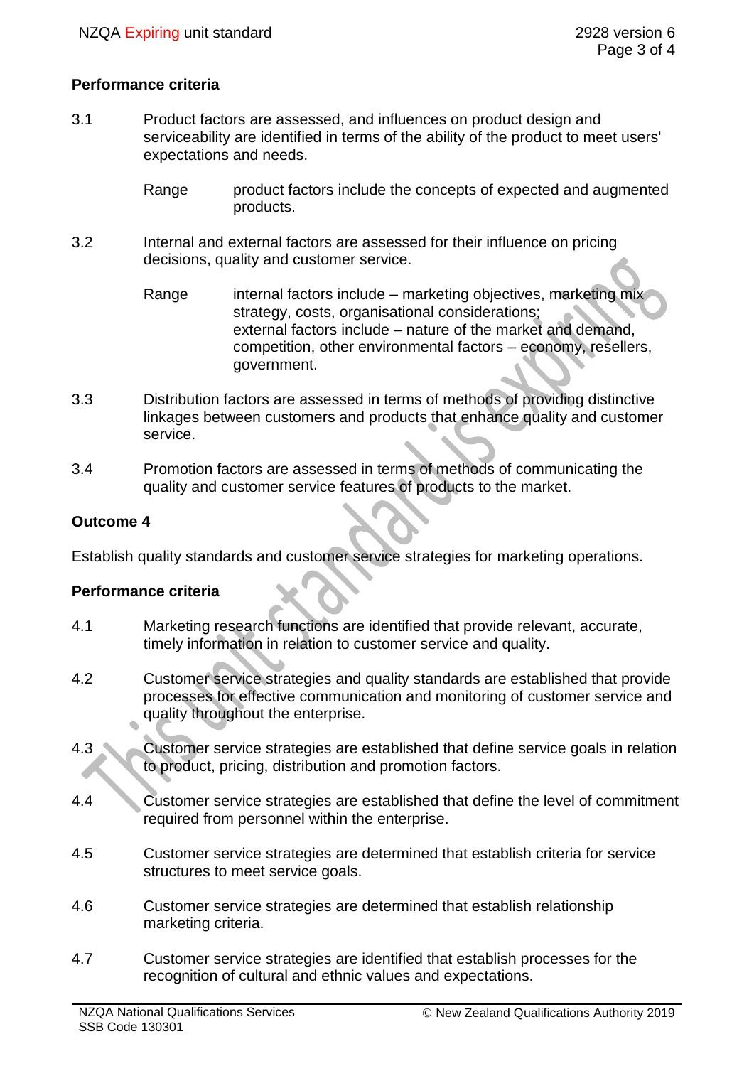## Performance criteria

3.1 Product factors are assessed, and influences on product design and serviceability are identified in terms of the ability of the product to meet users' expectations and needs.

Range: product factors include the concepts of expected and augmented products.

3.2 Internal and external factors are assessed for their influence on pricing decisions, quality and customer service.

Range: internal factors include – marketing objectives, marketing mix strategy, costs, organisational considerations;
external factors include – nature of the market and demand, competition, other environmental factors – economy, resellers, government.

3.3 Distribution factors are assessed in terms of methods of providing distinctive linkages between customers and products that enhance quality and customer service.

3.4 Promotion factors are assessed in terms of methods of communicating the quality and customer service features of products to the market.

## Outcome 4

Establish quality standards and customer service strategies for marketing operations.

## Performance criteria

4.1 Marketing research functions are identified that provide relevant, accurate, timely information in relation to customer service and quality.

4.2 Customer service strategies and quality standards are established that provide processes for effective communication and monitoring of customer service and quality throughout the enterprise.

4.3 Customer service strategies are established that define service goals in relation to product, pricing, distribution and promotion factors.

4.4 Customer service strategies are established that define the level of commitment required from personnel within the enterprise.

4.5 Customer service strategies are determined that establish criteria for service structures to meet service goals.

4.6 Customer service strategies are determined that establish relationship marketing criteria.

4.7 Customer service strategies are identified that establish processes for the recognition of cultural and ethnic values and expectations.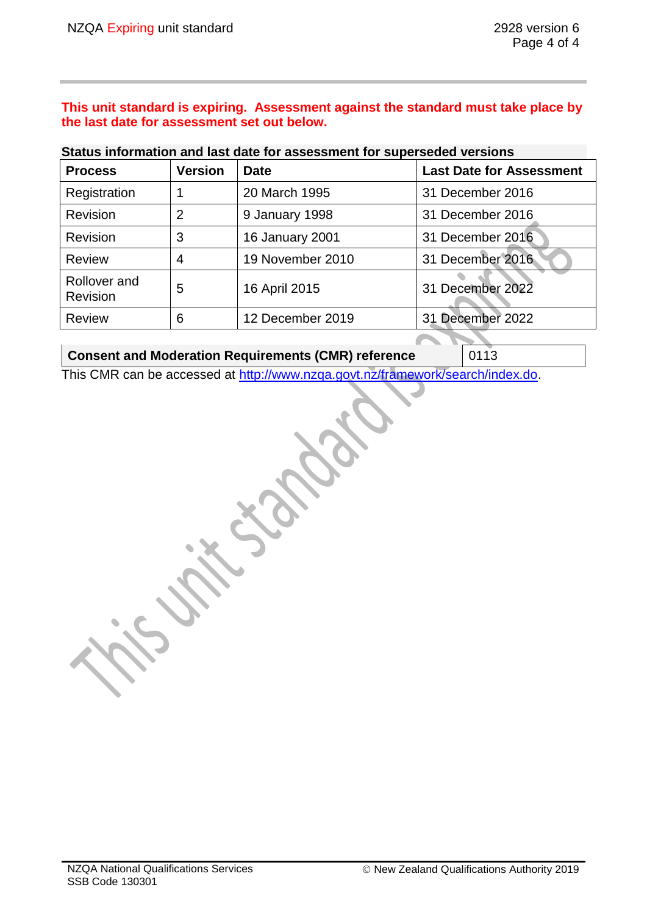**This unit standard is expiring. Assessment against the standard must take place by the last date for assessment set out below.**

**Status information and last date for assessment for superseded versions**

| Process | Version | Date | Last Date for Assessment |
|---|---|---|---|
| Registration | 1 | 20 March 1995 | 31 December 2016 |
| Revision | 2 | 9 January 1998 | 31 December 2016 |
| Revision | 3 | 16 January 2001 | 31 December 2016 |
| Review | 4 | 19 November 2010 | 31 December 2016 |
| Rollover and Revision | 5 | 16 April 2015 | 31 December 2022 |
| Review | 6 | 12 December 2019 | 31 December 2022 |

| **Consent and Moderation Requirements (CMR) reference** | 0113 |
|---|---|

This CMR can be accessed at http://www.nzqa.govt.nz/framework/search/index.do.